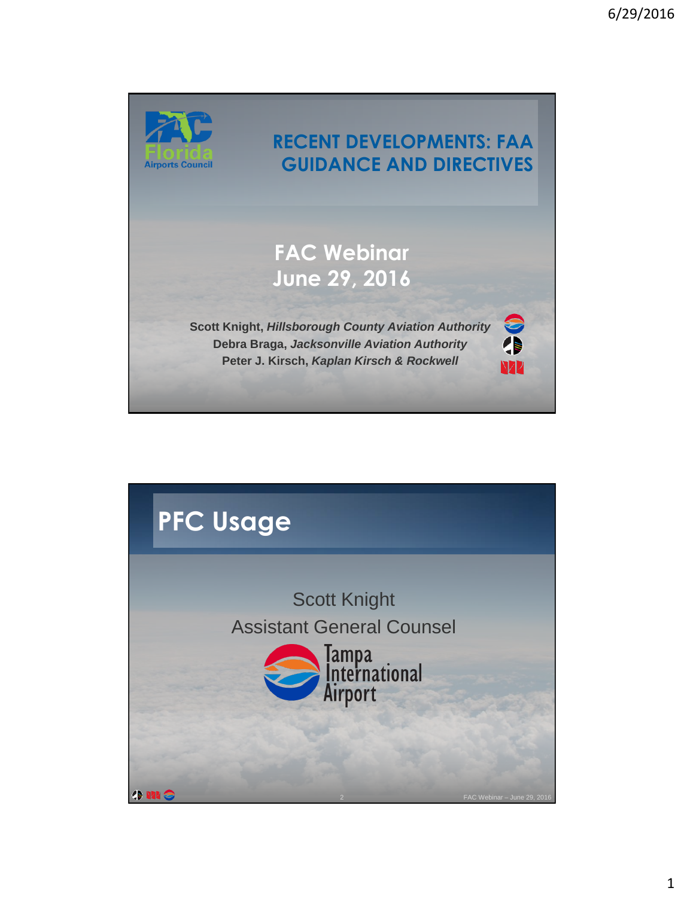# RECENT DEVELOPMENTS: FAA GUIDANCE AND DIRECTIVES

Florida Airports Council

## FAC Webinar
## June 29, 2016

**Scott Knight,** ***Hillsborough County Aviation Authority***
**Debra Braga,** ***Jacksonville Aviation Authority***
**Peter J. Kirsch,** ***Kaplan Kirsch & Rockwell***

---

# PFC Usage

Scott Knight
Assistant General Counsel
Tampa International Airport

FAC Webinar – June 29, 2016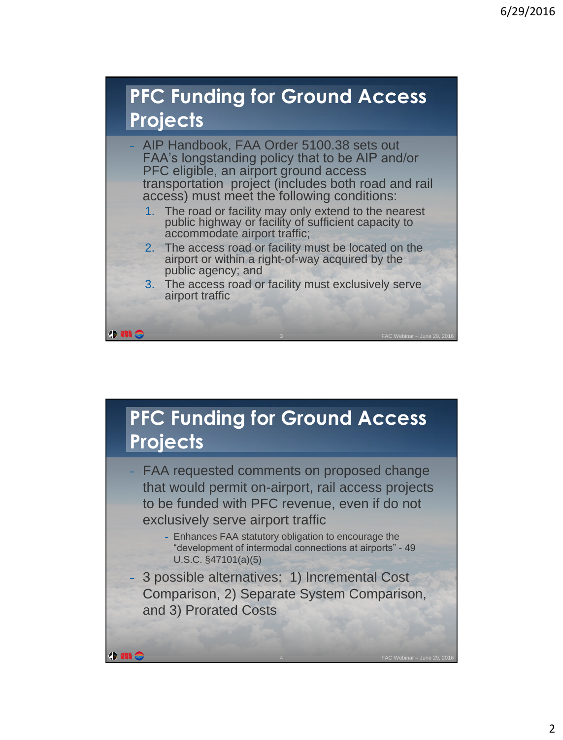## PFC Funding for Ground Access Projects

- AIP Handbook, FAA Order 5100.38 sets out FAA's longstanding policy that to be AIP and/or PFC eligible, an airport ground access transportation project (includes both road and rail access) must meet the following conditions:
  1. The road or facility may only extend to the nearest public highway or facility of sufficient capacity to accommodate airport traffic;
  2. The access road or facility must be located on the airport or within a right-of-way acquired by the public agency; and
  3. The access road or facility must exclusively serve airport traffic

## PFC Funding for Ground Access Projects

- FAA requested comments on proposed change that would permit on-airport, rail access projects to be funded with PFC revenue, even if do not exclusively serve airport traffic
  - Enhances FAA statutory obligation to encourage the "development of intermodal connections at airports" - 49 U.S.C. §47101(a)(5)
- 3 possible alternatives: 1) Incremental Cost Comparison, 2) Separate System Comparison, and 3) Prorated Costs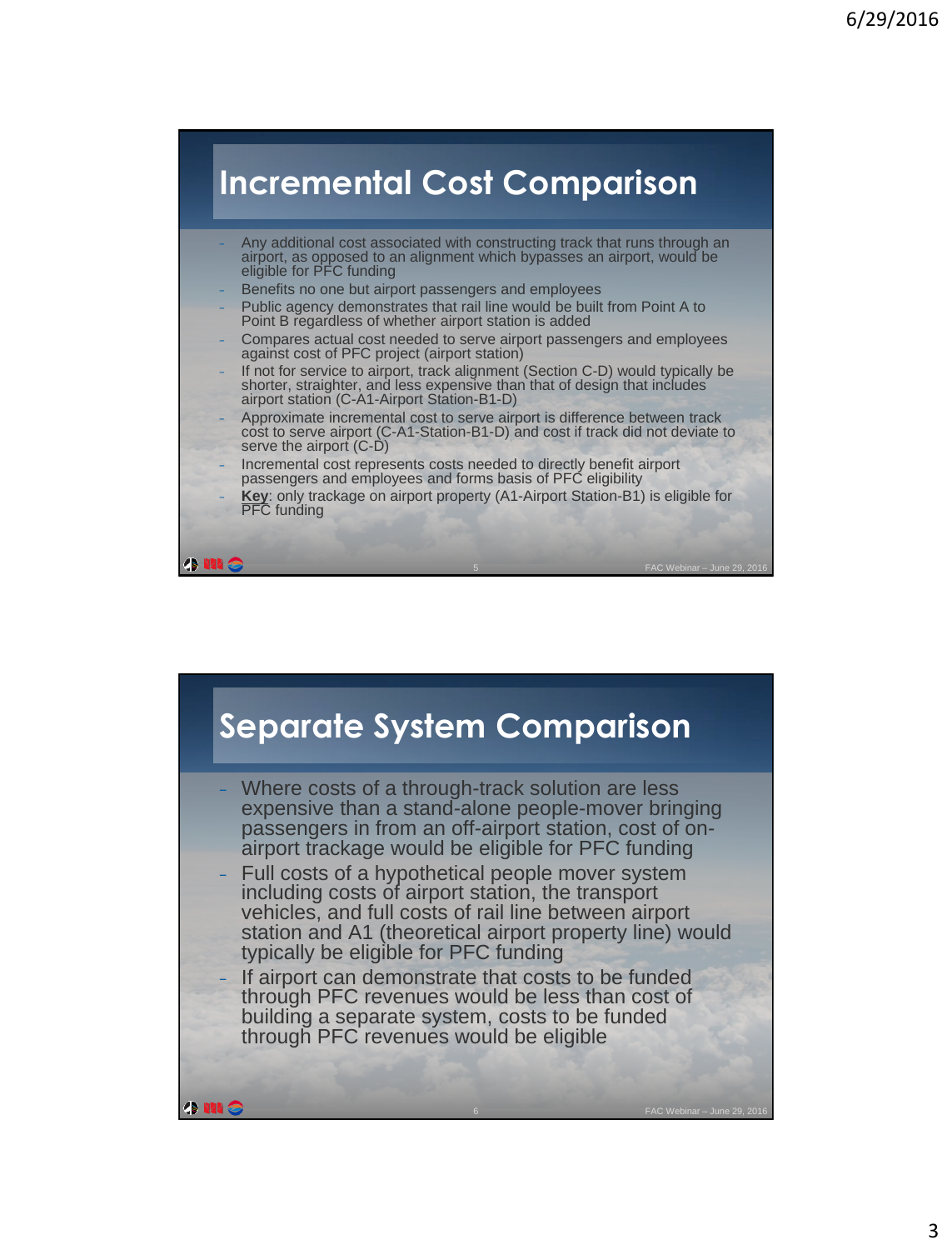## Incremental Cost Comparison

- Any additional cost associated with constructing track that runs through an airport, as opposed to an alignment which bypasses an airport, would be eligible for PFC funding
- Benefits no one but airport passengers and employees
- Public agency demonstrates that rail line would be built from Point A to Point B regardless of whether airport station is added
- Compares actual cost needed to serve airport passengers and employees against cost of PFC project (airport station)
- If not for service to airport, track alignment (Section C-D) would typically be shorter, straighter, and less expensive than that of design that includes airport station (C-A1-Airport Station-B1-D)
- Approximate incremental cost to serve airport is difference between track cost to serve airport (C-A1-Station-B1-D) and cost if track did not deviate to serve the airport (C-D)
- Incremental cost represents costs needed to directly benefit airport passengers and employees and forms basis of PFC eligibility
- **Key**: only trackage on airport property (A1-Airport Station-B1) is eligible for PFC funding

## Separate System Comparison

- Where costs of a through-track solution are less expensive than a stand-alone people-mover bringing passengers in from an off-airport station, cost of on-airport trackage would be eligible for PFC funding
- Full costs of a hypothetical people mover system including costs of airport station, the transport vehicles, and full costs of rail line between airport station and A1 (theoretical airport property line) would typically be eligible for PFC funding
- If airport can demonstrate that costs to be funded through PFC revenues would be less than cost of building a separate system, costs to be funded through PFC revenues would be eligible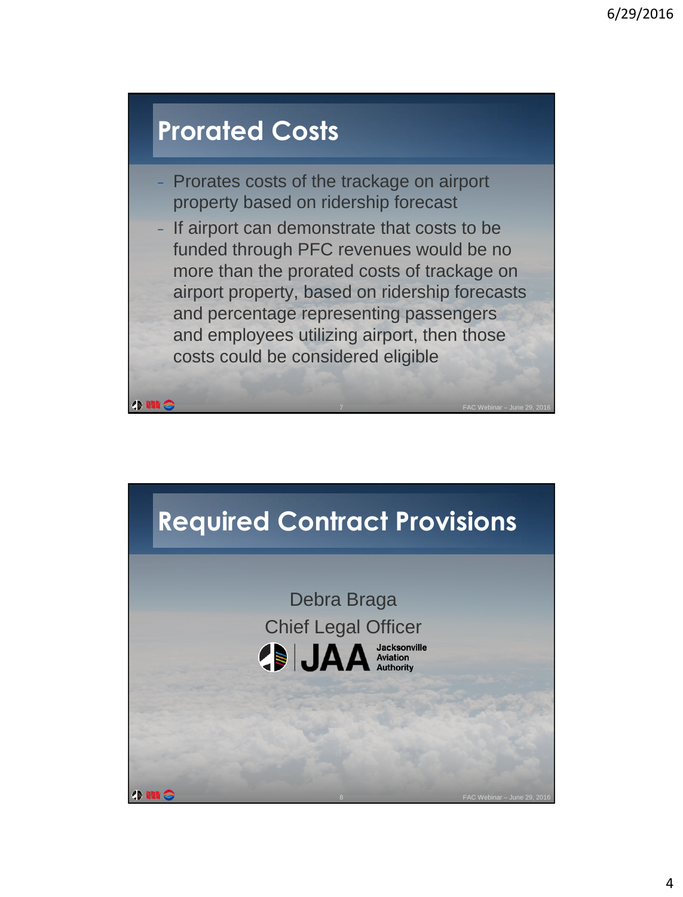## Prorated Costs

- Prorates costs of the trackage on airport property based on ridership forecast
- If airport can demonstrate that costs to be funded through PFC revenues would be no more than the prorated costs of trackage on airport property, based on ridership forecasts and percentage representing passengers and employees utilizing airport, then those costs could be considered eligible

## Required Contract Provisions

Debra Braga

Chief Legal Officer

JAA Jacksonville Aviation Authority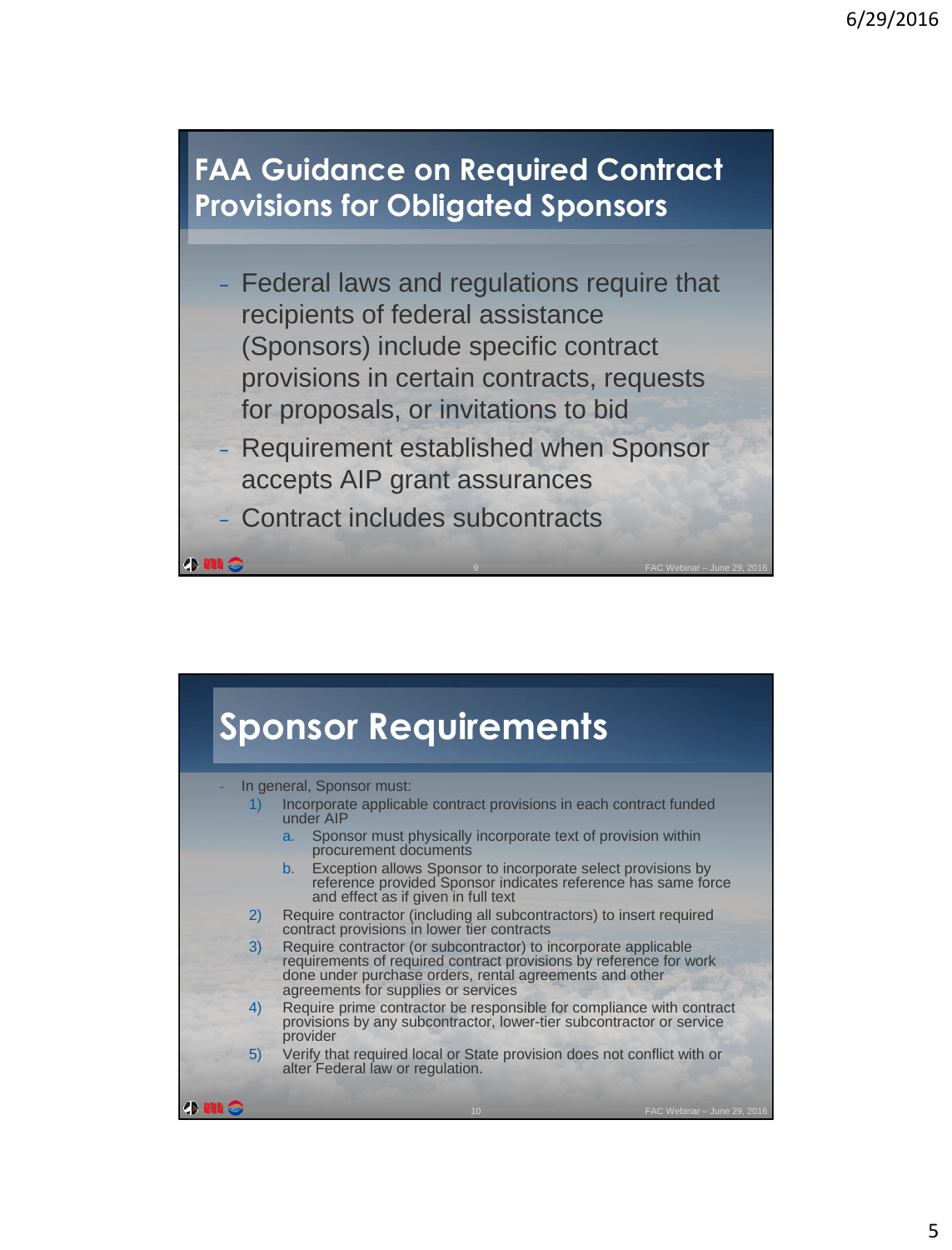## FAA Guidance on Required Contract Provisions for Obligated Sponsors

- Federal laws and regulations require that recipients of federal assistance (Sponsors) include specific contract provisions in certain contracts, requests for proposals, or invitations to bid
- Requirement established when Sponsor accepts AIP grant assurances
- Contract includes subcontracts

## Sponsor Requirements

- In general, Sponsor must:
  1) Incorporate applicable contract provisions in each contract funded under AIP
     a. Sponsor must physically incorporate text of provision within procurement documents
     b. Exception allows Sponsor to incorporate select provisions by reference provided Sponsor indicates reference has same force and effect as if given in full text
  2) Require contractor (including all subcontractors) to insert required contract provisions in lower tier contracts
  3) Require contractor (or subcontractor) to incorporate applicable requirements of required contract provisions by reference for work done under purchase orders, rental agreements and other agreements for supplies or services
  4) Require prime contractor be responsible for compliance with contract provisions by any subcontractor, lower-tier subcontractor or service provider
  5) Verify that required local or State provision does not conflict with or alter Federal law or regulation.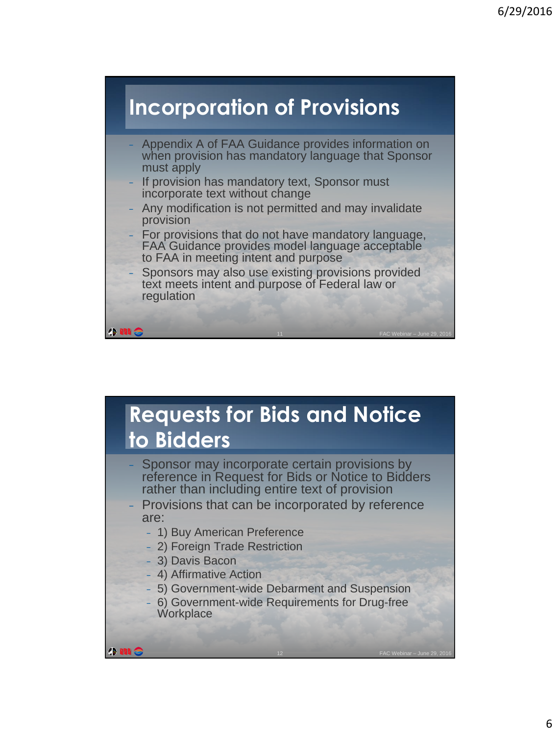## Incorporation of Provisions

- Appendix A of FAA Guidance provides information on when provision has mandatory language that Sponsor must apply
- If provision has mandatory text, Sponsor must incorporate text without change
- Any modification is not permitted and may invalidate provision
- For provisions that do not have mandatory language, FAA Guidance provides model language acceptable to FAA in meeting intent and purpose
- Sponsors may also use existing provisions provided text meets intent and purpose of Federal law or regulation

## Requests for Bids and Notice to Bidders

- Sponsor may incorporate certain provisions by reference in Request for Bids or Notice to Bidders rather than including entire text of provision
- Provisions that can be incorporated by reference are:
  - 1) Buy American Preference
  - 2) Foreign Trade Restriction
  - 3) Davis Bacon
  - 4) Affirmative Action
  - 5) Government-wide Debarment and Suspension
  - 6) Government-wide Requirements for Drug-free Workplace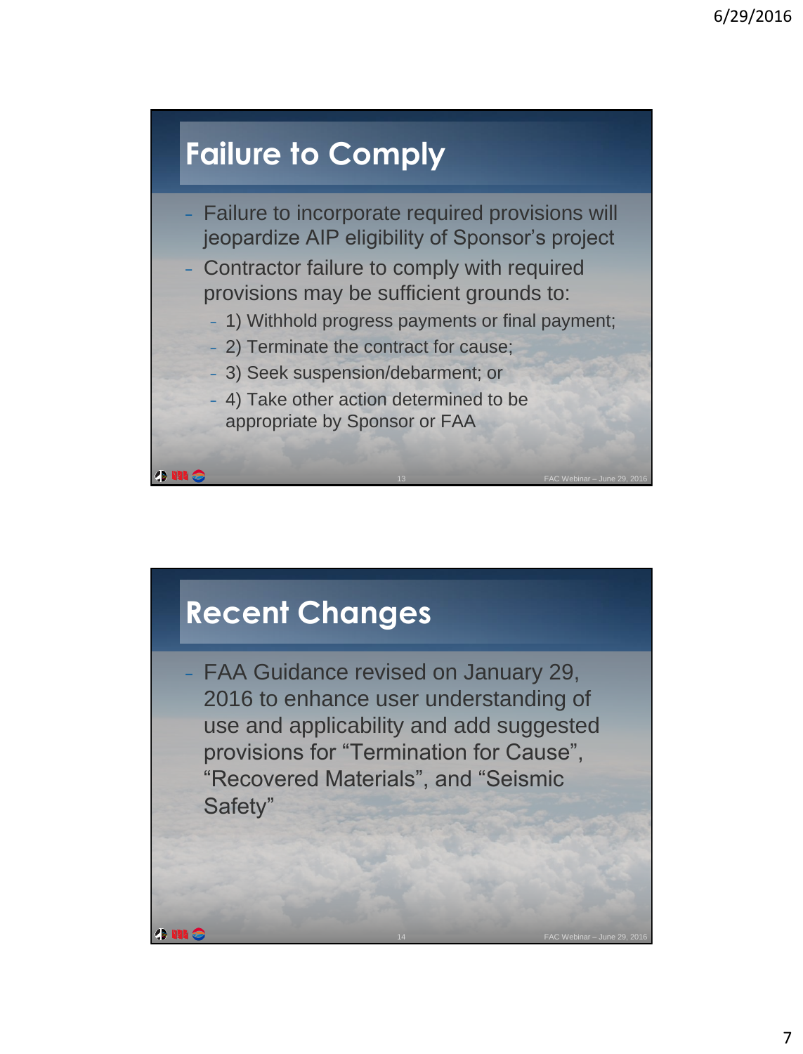## Failure to Comply

- Failure to incorporate required provisions will jeopardize AIP eligibility of Sponsor's project
- Contractor failure to comply with required provisions may be sufficient grounds to:
  - 1) Withhold progress payments or final payment;
  - 2) Terminate the contract for cause;
  - 3) Seek suspension/debarment; or
  - 4) Take other action determined to be appropriate by Sponsor or FAA

## Recent Changes

- FAA Guidance revised on January 29, 2016 to enhance user understanding of use and applicability and add suggested provisions for "Termination for Cause", "Recovered Materials", and "Seismic Safety"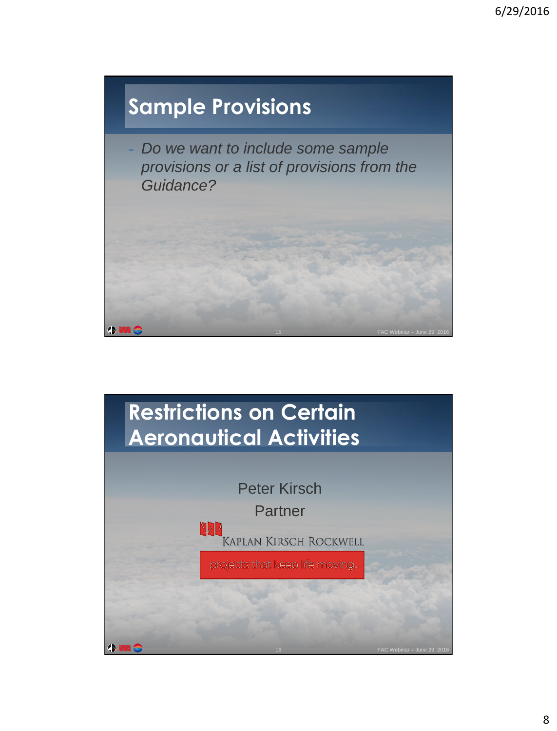## Sample Provisions

- *Do we want to include some sample provisions or a list of provisions from the Guidance?*

## Restrictions on Certain Aeronautical Activities

Peter Kirsch

Partner

KAPLAN KIRSCH ROCKWELL

projects that keep life moving.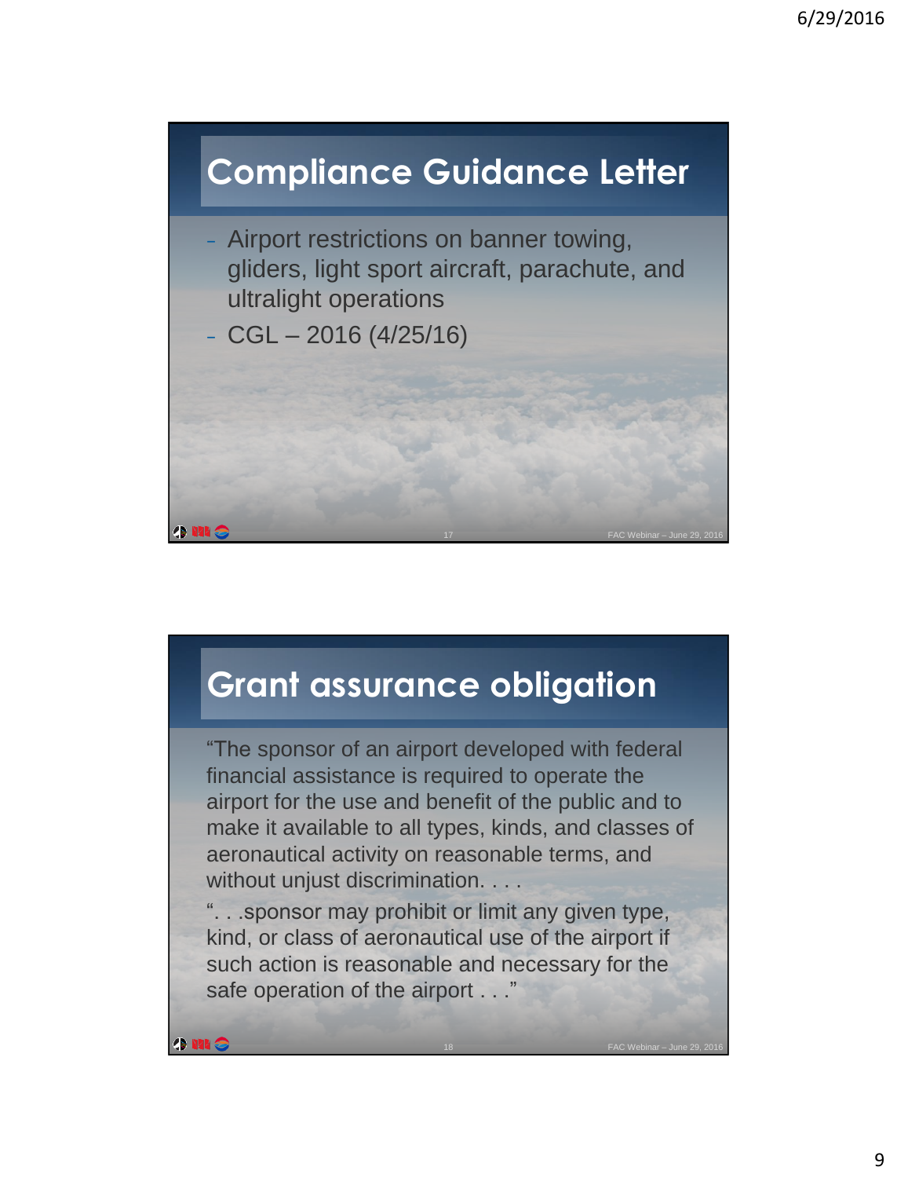## Compliance Guidance Letter

- Airport restrictions on banner towing, gliders, light sport aircraft, parachute, and ultralight operations
- CGL – 2016 (4/25/16)

## Grant assurance obligation

"The sponsor of an airport developed with federal financial assistance is required to operate the airport for the use and benefit of the public and to make it available to all types, kinds, and classes of aeronautical activity on reasonable terms, and without unjust discrimination. . . .

". . .sponsor may prohibit or limit any given type, kind, or class of aeronautical use of the airport if such action is reasonable and necessary for the safe operation of the airport . . ."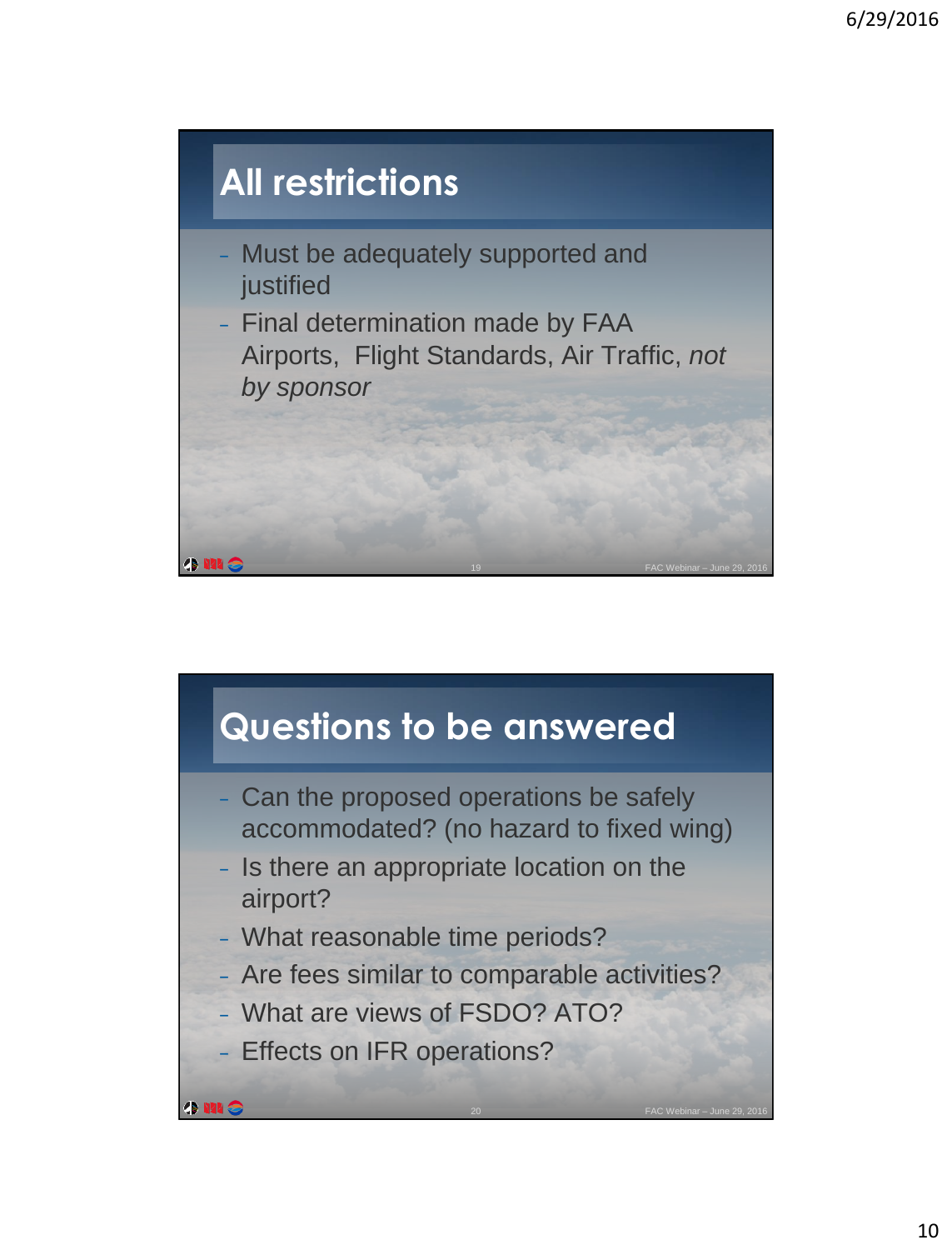## All restrictions

- Must be adequately supported and justified
- Final determination made by FAA Airports, Flight Standards, Air Traffic, *not by sponsor*

## Questions to be answered

- Can the proposed operations be safely accommodated? (no hazard to fixed wing)
- Is there an appropriate location on the airport?
- What reasonable time periods?
- Are fees similar to comparable activities?
- What are views of FSDO? ATO?
- Effects on IFR operations?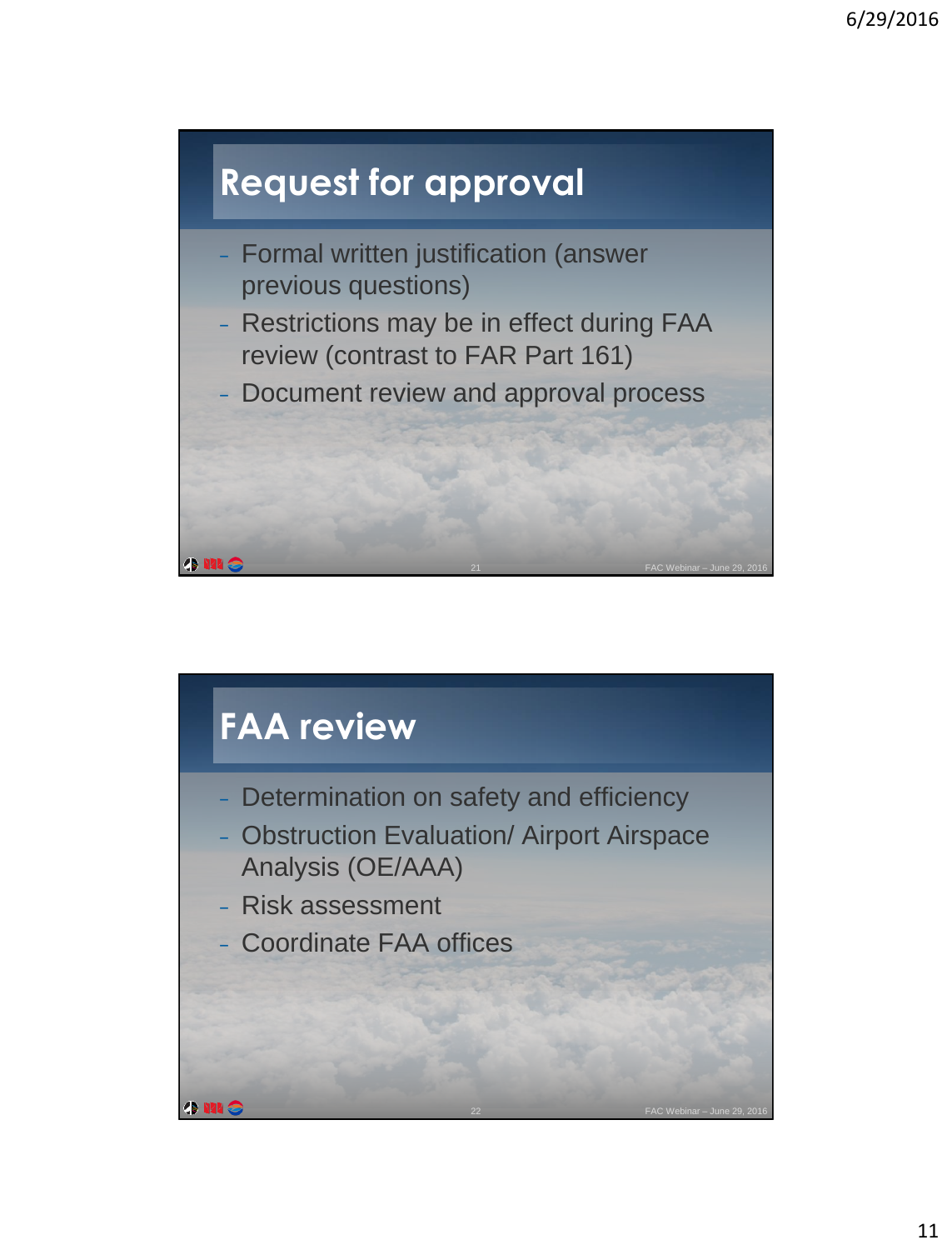# Request for approval

- Formal written justification (answer previous questions)
- Restrictions may be in effect during FAA review (contrast to FAR Part 161)
- Document review and approval process

# FAA review

- Determination on safety and efficiency
- Obstruction Evaluation/ Airport Airspace Analysis (OE/AAA)
- Risk assessment
- Coordinate FAA offices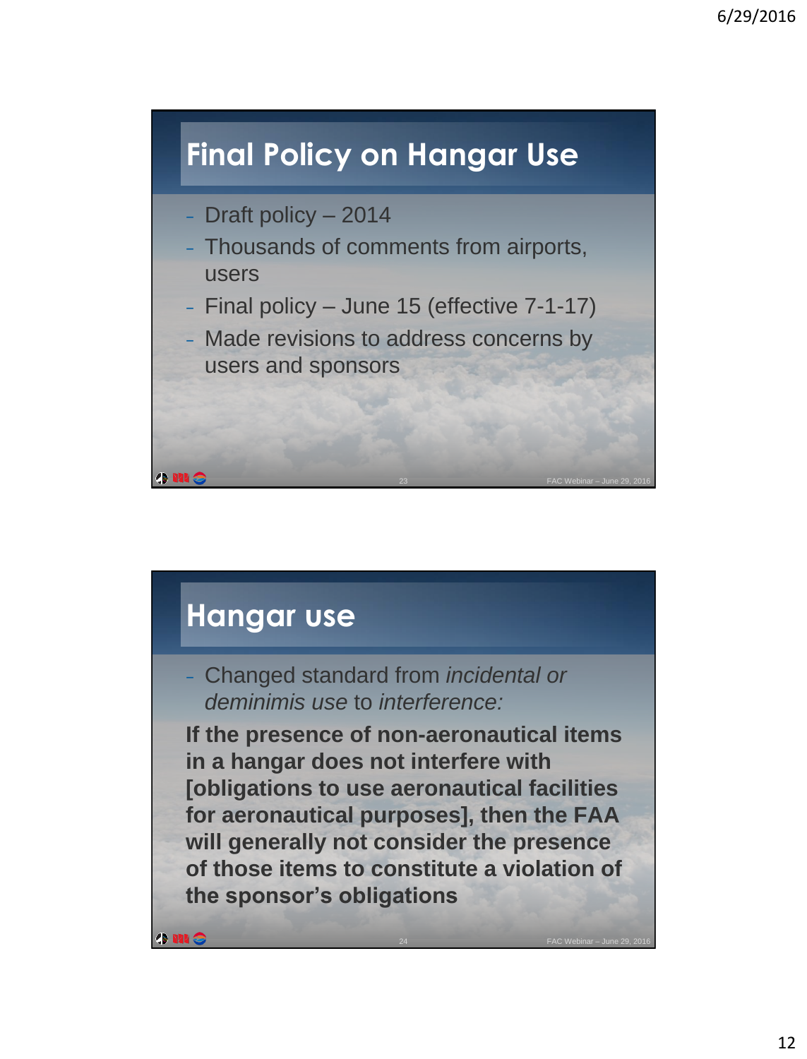## Final Policy on Hangar Use

- Draft policy – 2014
- Thousands of comments from airports, users
- Final policy – June 15 (effective 7-1-17)
- Made revisions to address concerns by users and sponsors

## Hangar use

- Changed standard from *incidental or deminimis use* to *interference:*

**If the presence of non-aeronautical items in a hangar does not interfere with [obligations to use aeronautical facilities for aeronautical purposes], then the FAA will generally not consider the presence of those items to constitute a violation of the sponsor's obligations**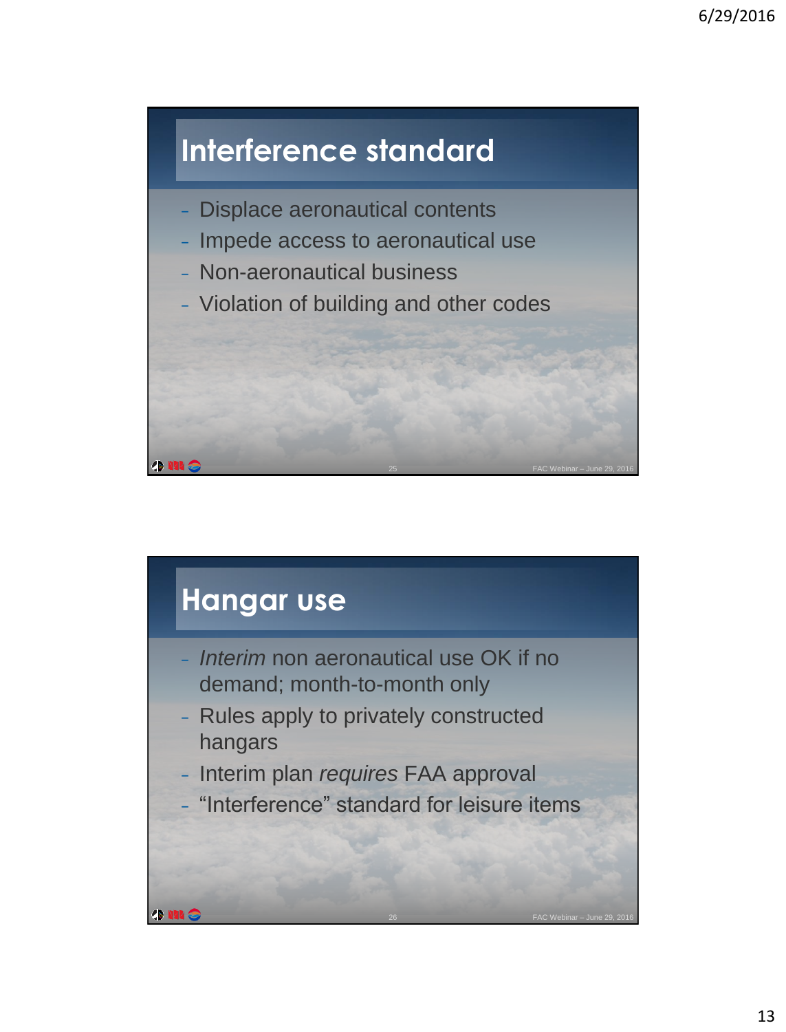## Interference standard

- Displace aeronautical contents
- Impede access to aeronautical use
- Non-aeronautical business
- Violation of building and other codes

## Hangar use

- *Interim* non aeronautical use OK if no demand; month-to-month only
- Rules apply to privately constructed hangars
- Interim plan *requires* FAA approval
- "Interference" standard for leisure items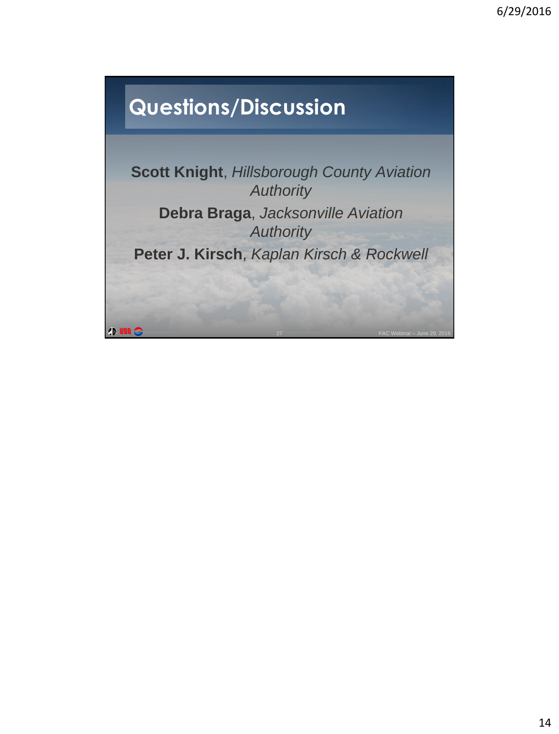# Questions/Discussion

**Scott Knight**, *Hillsborough County Aviation Authority*

**Debra Braga**, *Jacksonville Aviation Authority*

**Peter J. Kirsch**, *Kaplan Kirsch & Rockwell*